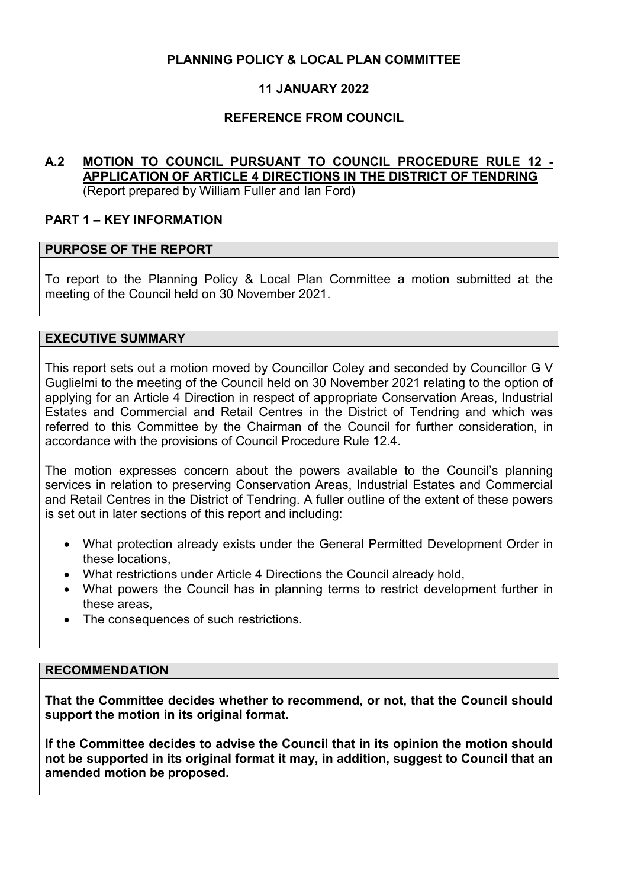**PLANNING POLICY & LOCAL PLAN COMMITTEE**

**11 JANUARY 2022**

**REFERENCE FROM COUNCIL**

## A.2 MOTION TO COUNCIL PURSUANT TO COUNCIL PROCEDURE RULE 12 - APPLICATION OF ARTICLE 4 DIRECTIONS IN THE DISTRICT OF TENDRING

(Report prepared by William Fuller and Ian Ford)

## PART 1 – KEY INFORMATION

### PURPOSE OF THE REPORT

To report to the Planning Policy & Local Plan Committee a motion submitted at the meeting of the Council held on 30 November 2021.

### EXECUTIVE SUMMARY

This report sets out a motion moved by Councillor Coley and seconded by Councillor G V Guglielmi to the meeting of the Council held on 30 November 2021 relating to the option of applying for an Article 4 Direction in respect of appropriate Conservation Areas, Industrial Estates and Commercial and Retail Centres in the District of Tendring and which was referred to this Committee by the Chairman of the Council for further consideration, in accordance with the provisions of Council Procedure Rule 12.4.

The motion expresses concern about the powers available to the Council's planning services in relation to preserving Conservation Areas, Industrial Estates and Commercial and Retail Centres in the District of Tendring. A fuller outline of the extent of these powers is set out in later sections of this report and including:

- What protection already exists under the General Permitted Development Order in these locations,
- What restrictions under Article 4 Directions the Council already hold,
- What powers the Council has in planning terms to restrict development further in these areas,
- The consequences of such restrictions.

### RECOMMENDATION

**That the Committee decides whether to recommend, or not, that the Council should support the motion in its original format.**

**If the Committee decides to advise the Council that in its opinion the motion should not be supported in its original format it may, in addition, suggest to Council that an amended motion be proposed.**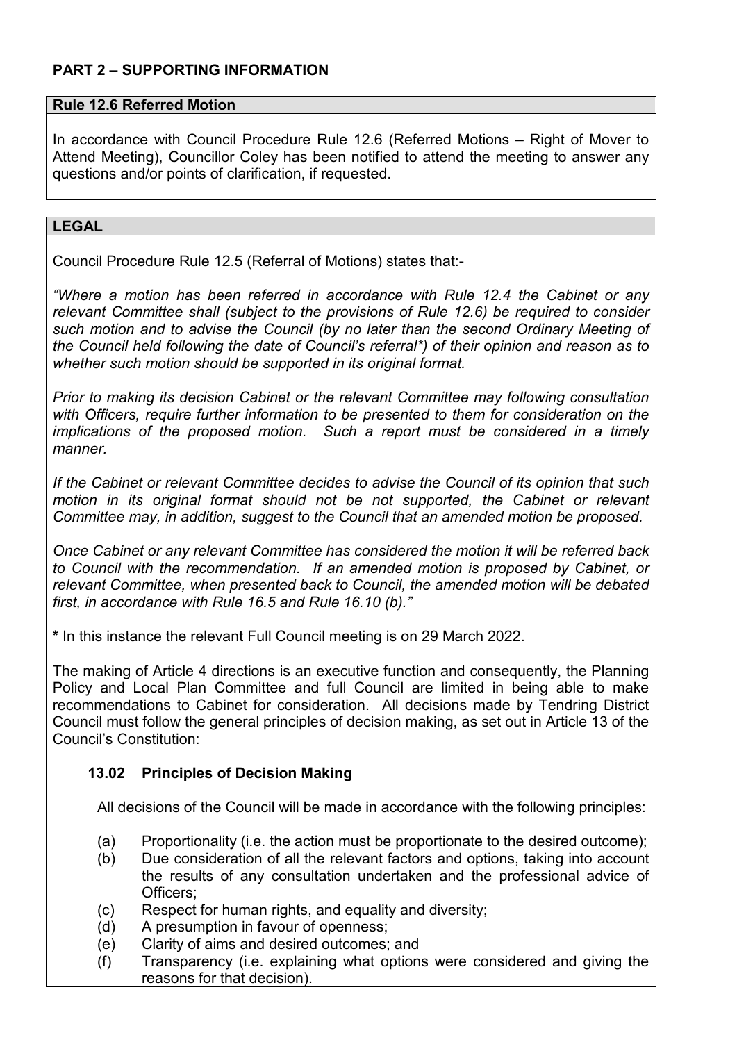## PART 2 – SUPPORTING INFORMATION

### Rule 12.6 Referred Motion

In accordance with Council Procedure Rule 12.6 (Referred Motions – Right of Mover to Attend Meeting), Councillor Coley has been notified to attend the meeting to answer any questions and/or points of clarification, if requested.

### LEGAL

Council Procedure Rule 12.5 (Referral of Motions) states that:-

*"Where a motion has been referred in accordance with Rule 12.4 the Cabinet or any relevant Committee shall (subject to the provisions of Rule 12.6) be required to consider such motion and to advise the Council (by no later than the second Ordinary Meeting of the Council held following the date of Council's referral\*) of their opinion and reason as to whether such motion should be supported in its original format.*

*Prior to making its decision Cabinet or the relevant Committee may following consultation with Officers, require further information to be presented to them for consideration on the implications of the proposed motion. Such a report must be considered in a timely manner.*

*If the Cabinet or relevant Committee decides to advise the Council of its opinion that such motion in its original format should not be not supported, the Cabinet or relevant Committee may, in addition, suggest to the Council that an amended motion be proposed.*

*Once Cabinet or any relevant Committee has considered the motion it will be referred back to Council with the recommendation. If an amended motion is proposed by Cabinet, or relevant Committee, when presented back to Council, the amended motion will be debated first, in accordance with Rule 16.5 and Rule 16.10 (b)."*

**\*** In this instance the relevant Full Council meeting is on 29 March 2022.

The making of Article 4 directions is an executive function and consequently, the Planning Policy and Local Plan Committee and full Council are limited in being able to make recommendations to Cabinet for consideration. All decisions made by Tendring District Council must follow the general principles of decision making, as set out in Article 13 of the Council's Constitution:

**13.02 Principles of Decision Making**

All decisions of the Council will be made in accordance with the following principles:

(a) Proportionality (i.e. the action must be proportionate to the desired outcome);
(b) Due consideration of all the relevant factors and options, taking into account the results of any consultation undertaken and the professional advice of Officers;
(c) Respect for human rights, and equality and diversity;
(d) A presumption in favour of openness;
(e) Clarity of aims and desired outcomes; and
(f) Transparency (i.e. explaining what options were considered and giving the reasons for that decision).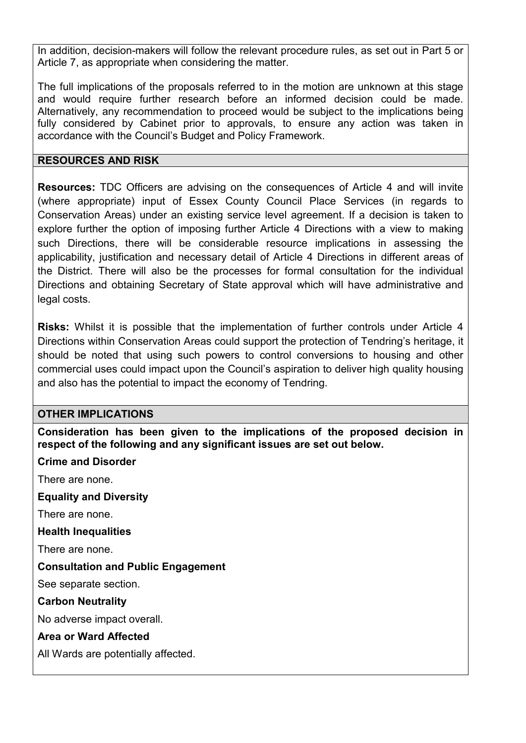In addition, decision-makers will follow the relevant procedure rules, as set out in Part 5 or Article 7, as appropriate when considering the matter.

The full implications of the proposals referred to in the motion are unknown at this stage and would require further research before an informed decision could be made. Alternatively, any recommendation to proceed would be subject to the implications being fully considered by Cabinet prior to approvals, to ensure any action was taken in accordance with the Council's Budget and Policy Framework.

## RESOURCES AND RISK

**Resources:** TDC Officers are advising on the consequences of Article 4 and will invite (where appropriate) input of Essex County Council Place Services (in regards to Conservation Areas) under an existing service level agreement. If a decision is taken to explore further the option of imposing further Article 4 Directions with a view to making such Directions, there will be considerable resource implications in assessing the applicability, justification and necessary detail of Article 4 Directions in different areas of the District. There will also be the processes for formal consultation for the individual Directions and obtaining Secretary of State approval which will have administrative and legal costs.

**Risks:** Whilst it is possible that the implementation of further controls under Article 4 Directions within Conservation Areas could support the protection of Tendring's heritage, it should be noted that using such powers to control conversions to housing and other commercial uses could impact upon the Council's aspiration to deliver high quality housing and also has the potential to impact the economy of Tendring.

## OTHER IMPLICATIONS

**Consideration has been given to the implications of the proposed decision in respect of the following and any significant issues are set out below.**

**Crime and Disorder**

There are none.

**Equality and Diversity**

There are none.

**Health Inequalities**

There are none.

**Consultation and Public Engagement**

See separate section.

**Carbon Neutrality**

No adverse impact overall.

**Area or Ward Affected**

All Wards are potentially affected.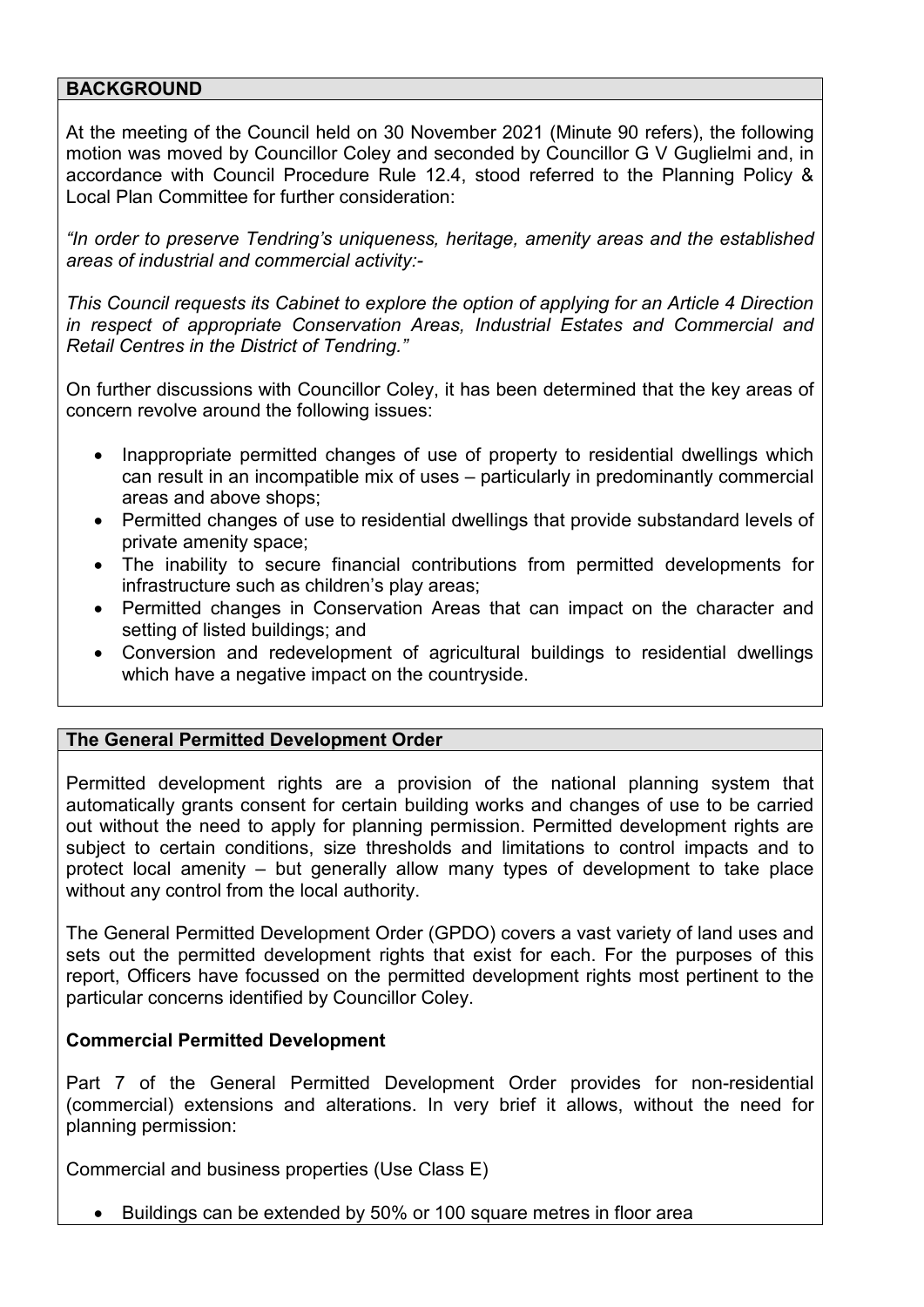## BACKGROUND

At the meeting of the Council held on 30 November 2021 (Minute 90 refers), the following motion was moved by Councillor Coley and seconded by Councillor G V Guglielmi and, in accordance with Council Procedure Rule 12.4, stood referred to the Planning Policy & Local Plan Committee for further consideration:

*"In order to preserve Tendring's uniqueness, heritage, amenity areas and the established areas of industrial and commercial activity:-*

*This Council requests its Cabinet to explore the option of applying for an Article 4 Direction in respect of appropriate Conservation Areas, Industrial Estates and Commercial and Retail Centres in the District of Tendring."*

On further discussions with Councillor Coley, it has been determined that the key areas of concern revolve around the following issues:

- Inappropriate permitted changes of use of property to residential dwellings which can result in an incompatible mix of uses – particularly in predominantly commercial areas and above shops;
- Permitted changes of use to residential dwellings that provide substandard levels of private amenity space;
- The inability to secure financial contributions from permitted developments for infrastructure such as children's play areas;
- Permitted changes in Conservation Areas that can impact on the character and setting of listed buildings; and
- Conversion and redevelopment of agricultural buildings to residential dwellings which have a negative impact on the countryside.

## The General Permitted Development Order

Permitted development rights are a provision of the national planning system that automatically grants consent for certain building works and changes of use to be carried out without the need to apply for planning permission. Permitted development rights are subject to certain conditions, size thresholds and limitations to control impacts and to protect local amenity – but generally allow many types of development to take place without any control from the local authority.

The General Permitted Development Order (GPDO) covers a vast variety of land uses and sets out the permitted development rights that exist for each. For the purposes of this report, Officers have focussed on the permitted development rights most pertinent to the particular concerns identified by Councillor Coley.

### Commercial Permitted Development

Part 7 of the General Permitted Development Order provides for non-residential (commercial) extensions and alterations. In very brief it allows, without the need for planning permission:

Commercial and business properties (Use Class E)

- Buildings can be extended by 50% or 100 square metres in floor area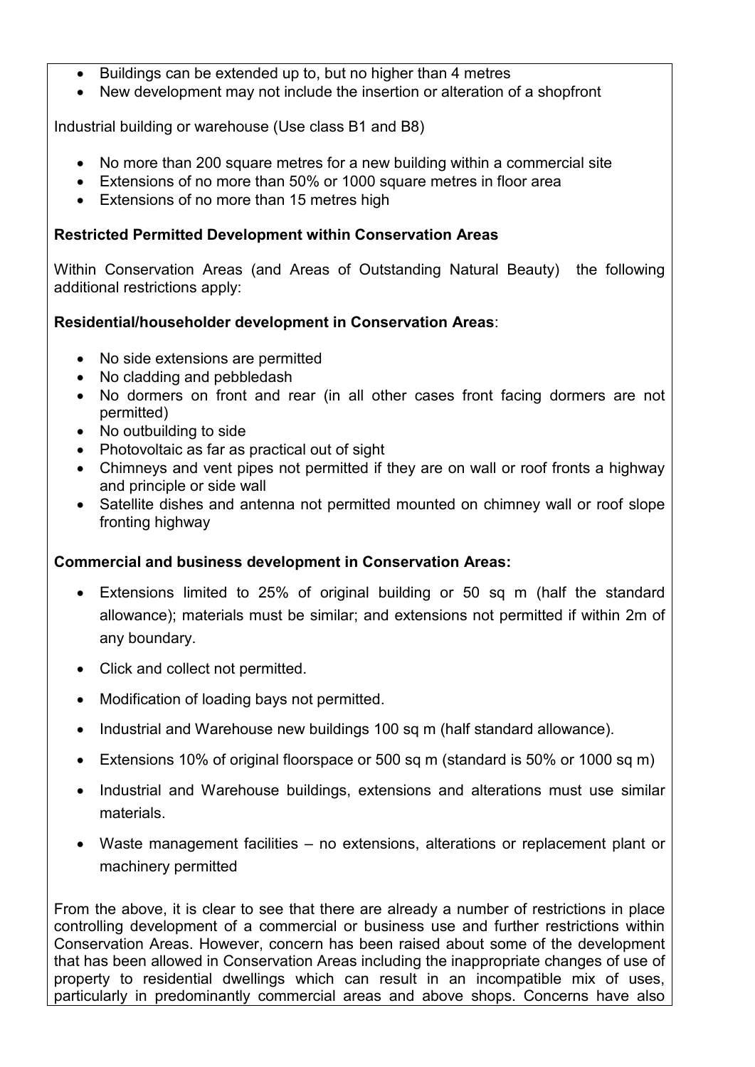- Buildings can be extended up to, but no higher than 4 metres
- New development may not include the insertion or alteration of a shopfront

Industrial building or warehouse (Use class B1 and B8)

- No more than 200 square metres for a new building within a commercial site
- Extensions of no more than 50% or 1000 square metres in floor area
- Extensions of no more than 15 metres high

**Restricted Permitted Development within Conservation Areas**

Within Conservation Areas (and Areas of Outstanding Natural Beauty) the following additional restrictions apply:

**Residential/householder development in Conservation Areas**:

- No side extensions are permitted
- No cladding and pebbledash
- No dormers on front and rear (in all other cases front facing dormers are not permitted)
- No outbuilding to side
- Photovoltaic as far as practical out of sight
- Chimneys and vent pipes not permitted if they are on wall or roof fronts a highway and principle or side wall
- Satellite dishes and antenna not permitted mounted on chimney wall or roof slope fronting highway

**Commercial and business development in Conservation Areas:**

- Extensions limited to 25% of original building or 50 sq m (half the standard allowance); materials must be similar; and extensions not permitted if within 2m of any boundary.
- Click and collect not permitted.
- Modification of loading bays not permitted.
- Industrial and Warehouse new buildings 100 sq m (half standard allowance).
- Extensions 10% of original floorspace or 500 sq m (standard is 50% or 1000 sq m)
- Industrial and Warehouse buildings, extensions and alterations must use similar materials.
- Waste management facilities – no extensions, alterations or replacement plant or machinery permitted

From the above, it is clear to see that there are already a number of restrictions in place controlling development of a commercial or business use and further restrictions within Conservation Areas. However, concern has been raised about some of the development that has been allowed in Conservation Areas including the inappropriate changes of use of property to residential dwellings which can result in an incompatible mix of uses, particularly in predominantly commercial areas and above shops. Concerns have also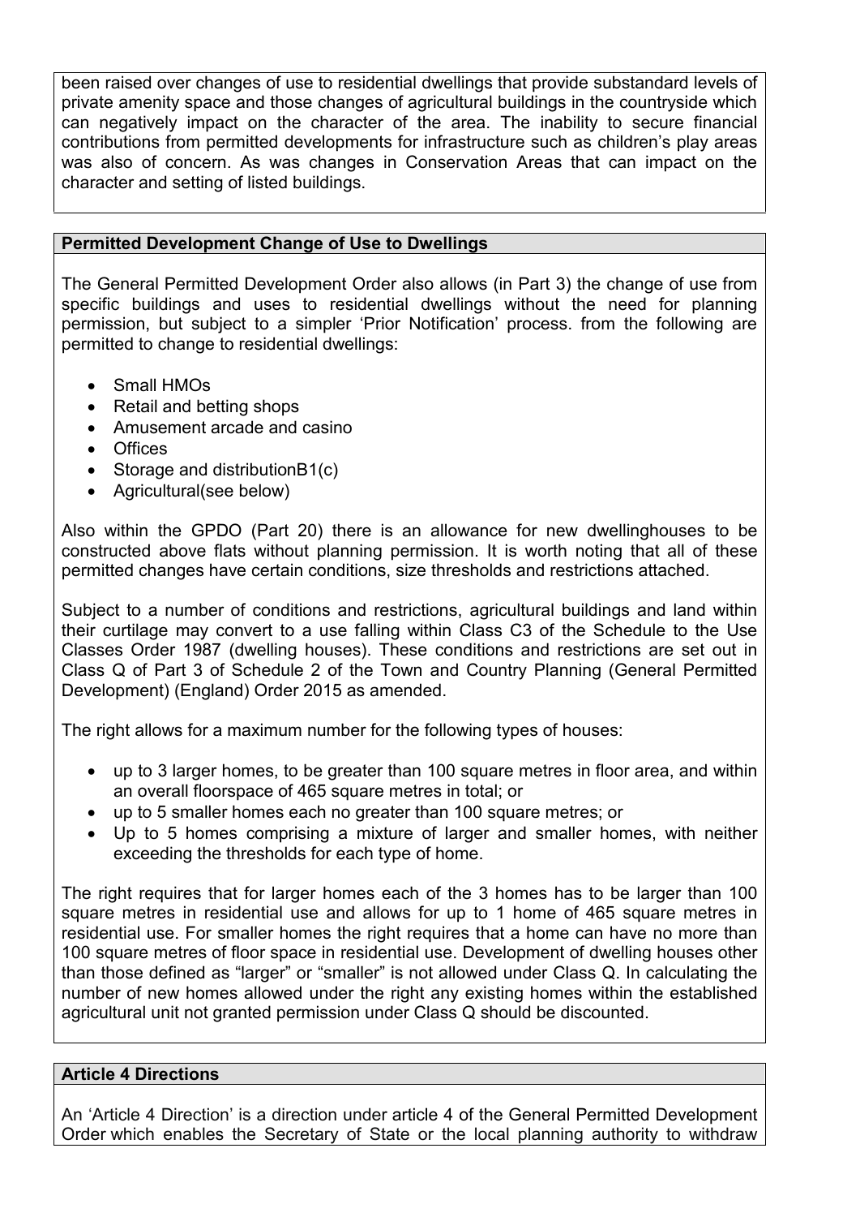been raised over changes of use to residential dwellings that provide substandard levels of private amenity space and those changes of agricultural buildings in the countryside which can negatively impact on the character of the area. The inability to secure financial contributions from permitted developments for infrastructure such as children's play areas was also of concern. As was changes in Conservation Areas that can impact on the character and setting of listed buildings.

**Permitted Development Change of Use to Dwellings**

The General Permitted Development Order also allows (in Part 3) the change of use from specific buildings and uses to residential dwellings without the need for planning permission, but subject to a simpler 'Prior Notification' process. from the following are permitted to change to residential dwellings:

- Small HMOs
- Retail and betting shops
- Amusement arcade and casino
- Offices
- Storage and distributionB1(c)
- Agricultural(see below)

Also within the GPDO (Part 20) there is an allowance for new dwellinghouses to be constructed above flats without planning permission. It is worth noting that all of these permitted changes have certain conditions, size thresholds and restrictions attached.

Subject to a number of conditions and restrictions, agricultural buildings and land within their curtilage may convert to a use falling within Class C3 of the Schedule to the Use Classes Order 1987 (dwelling houses). These conditions and restrictions are set out in Class Q of Part 3 of Schedule 2 of the Town and Country Planning (General Permitted Development) (England) Order 2015 as amended.

The right allows for a maximum number for the following types of houses:

- up to 3 larger homes, to be greater than 100 square metres in floor area, and within an overall floorspace of 465 square metres in total; or
- up to 5 smaller homes each no greater than 100 square metres; or
- Up to 5 homes comprising a mixture of larger and smaller homes, with neither exceeding the thresholds for each type of home.

The right requires that for larger homes each of the 3 homes has to be larger than 100 square metres in residential use and allows for up to 1 home of 465 square metres in residential use. For smaller homes the right requires that a home can have no more than 100 square metres of floor space in residential use. Development of dwelling houses other than those defined as "larger" or "smaller" is not allowed under Class Q. In calculating the number of new homes allowed under the right any existing homes within the established agricultural unit not granted permission under Class Q should be discounted.

**Article 4 Directions**

An 'Article 4 Direction' is a direction under article 4 of the General Permitted Development Order which enables the Secretary of State or the local planning authority to withdraw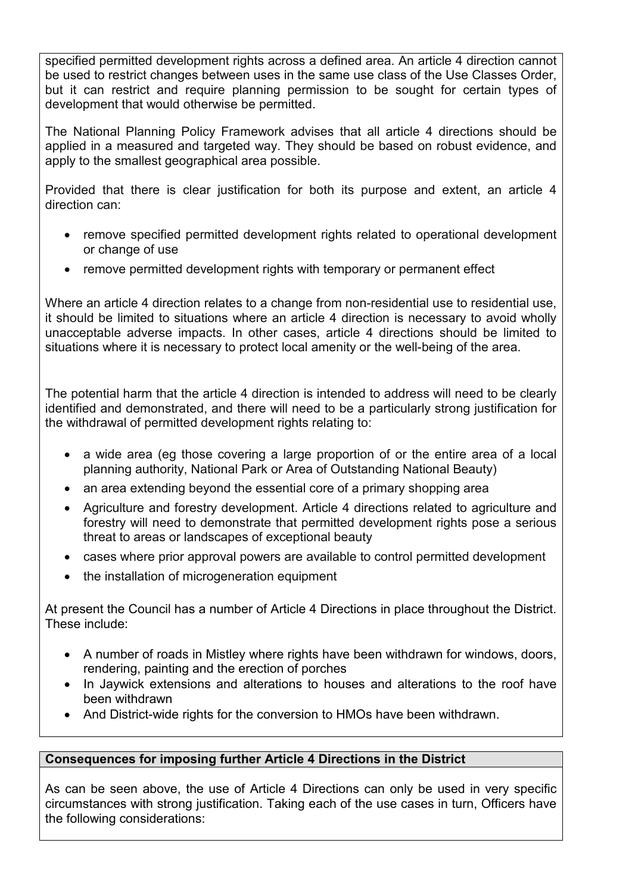specified permitted development rights across a defined area. An article 4 direction cannot be used to restrict changes between uses in the same use class of the Use Classes Order, but it can restrict and require planning permission to be sought for certain types of development that would otherwise be permitted.

The National Planning Policy Framework advises that all article 4 directions should be applied in a measured and targeted way. They should be based on robust evidence, and apply to the smallest geographical area possible.

Provided that there is clear justification for both its purpose and extent, an article 4 direction can:

- remove specified permitted development rights related to operational development or change of use
- remove permitted development rights with temporary or permanent effect

Where an article 4 direction relates to a change from non-residential use to residential use, it should be limited to situations where an article 4 direction is necessary to avoid wholly unacceptable adverse impacts. In other cases, article 4 directions should be limited to situations where it is necessary to protect local amenity or the well-being of the area.

The potential harm that the article 4 direction is intended to address will need to be clearly identified and demonstrated, and there will need to be a particularly strong justification for the withdrawal of permitted development rights relating to:

- a wide area (eg those covering a large proportion of or the entire area of a local planning authority, National Park or Area of Outstanding National Beauty)
- an area extending beyond the essential core of a primary shopping area
- Agriculture and forestry development. Article 4 directions related to agriculture and forestry will need to demonstrate that permitted development rights pose a serious threat to areas or landscapes of exceptional beauty
- cases where prior approval powers are available to control permitted development
- the installation of microgeneration equipment

At present the Council has a number of Article 4 Directions in place throughout the District. These include:

- A number of roads in Mistley where rights have been withdrawn for windows, doors, rendering, painting and the erection of porches
- In Jaywick extensions and alterations to houses and alterations to the roof have been withdrawn
- And District-wide rights for the conversion to HMOs have been withdrawn.

**Consequences for imposing further Article 4 Directions in the District**

As can be seen above, the use of Article 4 Directions can only be used in very specific circumstances with strong justification. Taking each of the use cases in turn, Officers have the following considerations: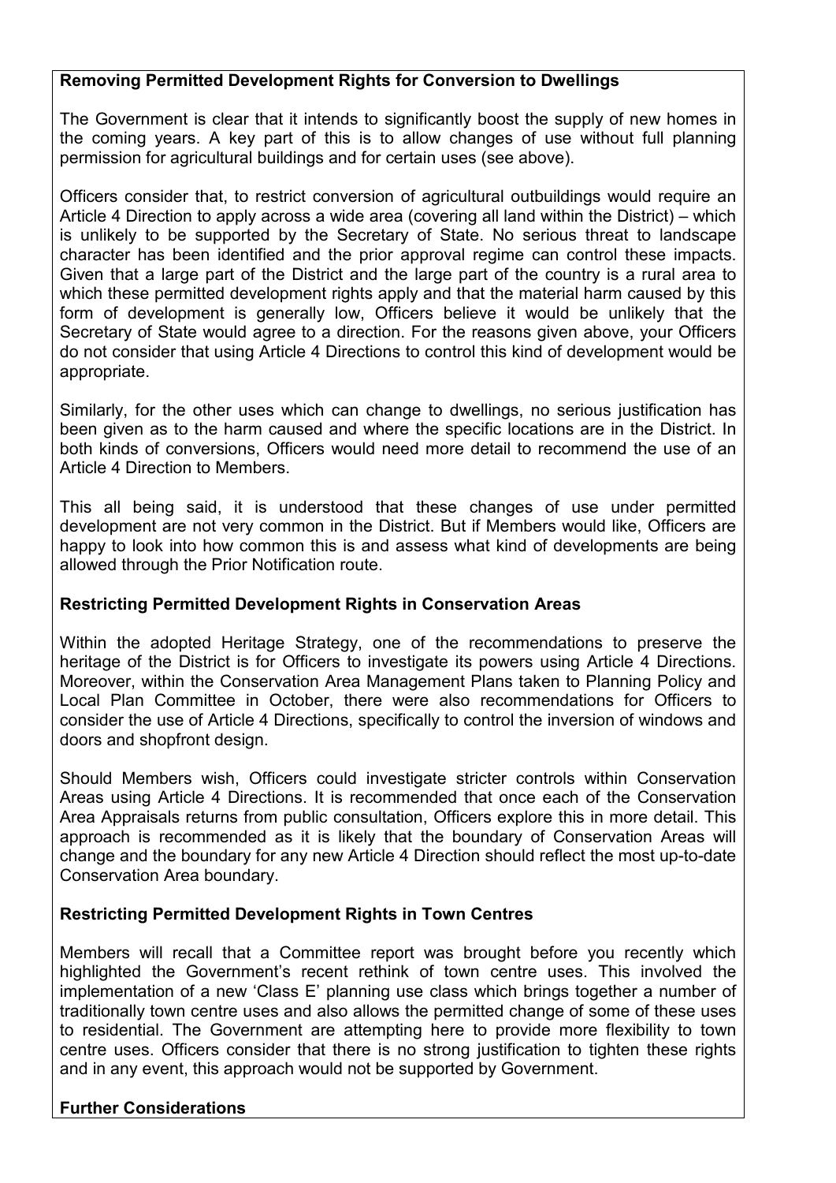**Removing Permitted Development Rights for Conversion to Dwellings**

The Government is clear that it intends to significantly boost the supply of new homes in the coming years. A key part of this is to allow changes of use without full planning permission for agricultural buildings and for certain uses (see above).

Officers consider that, to restrict conversion of agricultural outbuildings would require an Article 4 Direction to apply across a wide area (covering all land within the District) – which is unlikely to be supported by the Secretary of State. No serious threat to landscape character has been identified and the prior approval regime can control these impacts. Given that a large part of the District and the large part of the country is a rural area to which these permitted development rights apply and that the material harm caused by this form of development is generally low, Officers believe it would be unlikely that the Secretary of State would agree to a direction. For the reasons given above, your Officers do not consider that using Article 4 Directions to control this kind of development would be appropriate.

Similarly, for the other uses which can change to dwellings, no serious justification has been given as to the harm caused and where the specific locations are in the District. In both kinds of conversions, Officers would need more detail to recommend the use of an Article 4 Direction to Members.

This all being said, it is understood that these changes of use under permitted development are not very common in the District. But if Members would like, Officers are happy to look into how common this is and assess what kind of developments are being allowed through the Prior Notification route.

**Restricting Permitted Development Rights in Conservation Areas**

Within the adopted Heritage Strategy, one of the recommendations to preserve the heritage of the District is for Officers to investigate its powers using Article 4 Directions. Moreover, within the Conservation Area Management Plans taken to Planning Policy and Local Plan Committee in October, there were also recommendations for Officers to consider the use of Article 4 Directions, specifically to control the inversion of windows and doors and shopfront design.

Should Members wish, Officers could investigate stricter controls within Conservation Areas using Article 4 Directions. It is recommended that once each of the Conservation Area Appraisals returns from public consultation, Officers explore this in more detail. This approach is recommended as it is likely that the boundary of Conservation Areas will change and the boundary for any new Article 4 Direction should reflect the most up-to-date Conservation Area boundary.

**Restricting Permitted Development Rights in Town Centres**

Members will recall that a Committee report was brought before you recently which highlighted the Government's recent rethink of town centre uses. This involved the implementation of a new 'Class E' planning use class which brings together a number of traditionally town centre uses and also allows the permitted change of some of these uses to residential. The Government are attempting here to provide more flexibility to town centre uses. Officers consider that there is no strong justification to tighten these rights and in any event, this approach would not be supported by Government.

**Further Considerations**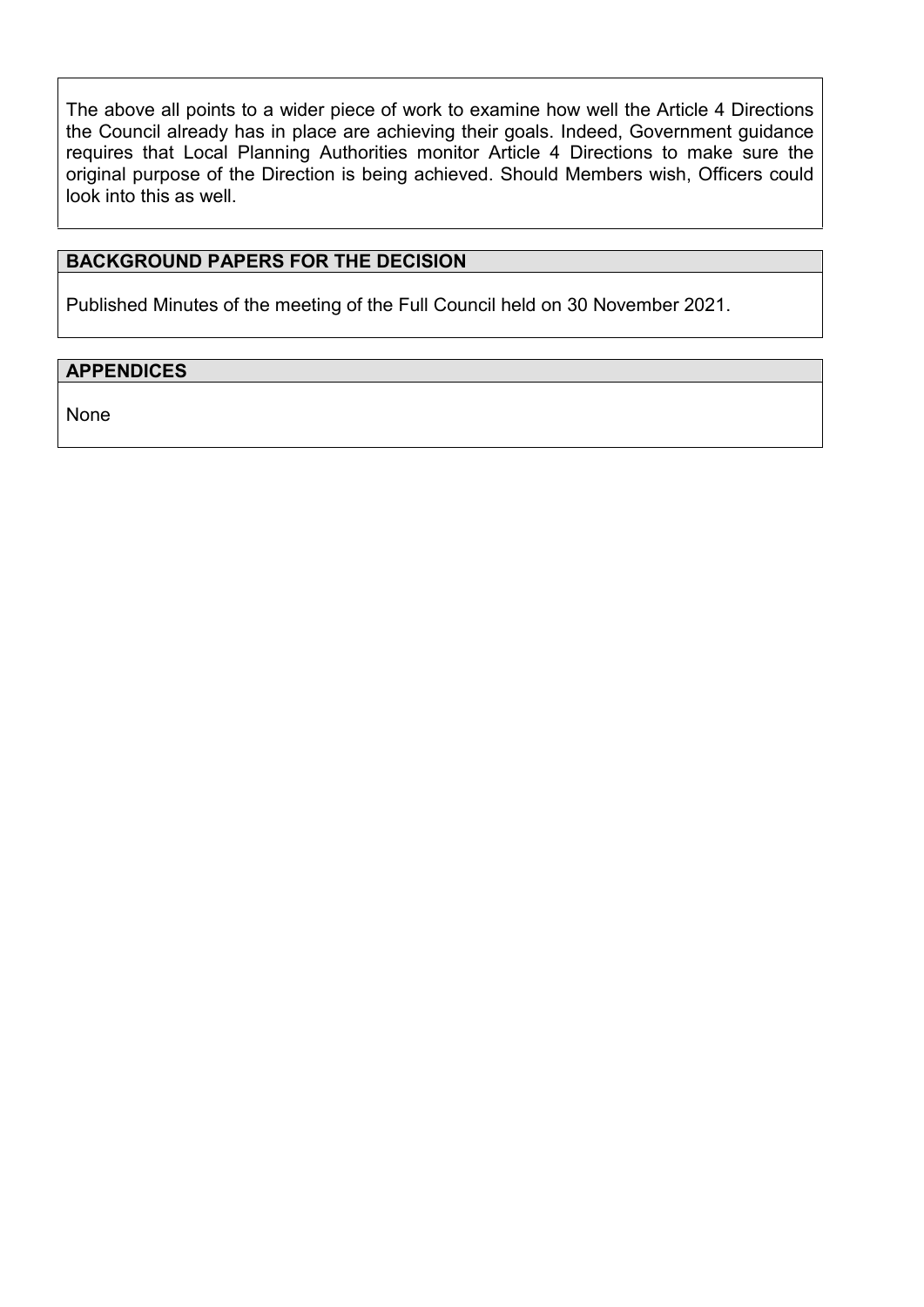The above all points to a wider piece of work to examine how well the Article 4 Directions the Council already has in place are achieving their goals. Indeed, Government guidance requires that Local Planning Authorities monitor Article 4 Directions to make sure the original purpose of the Direction is being achieved. Should Members wish, Officers could look into this as well.

## BACKGROUND PAPERS FOR THE DECISION

Published Minutes of the meeting of the Full Council held on 30 November 2021.

## APPENDICES

None